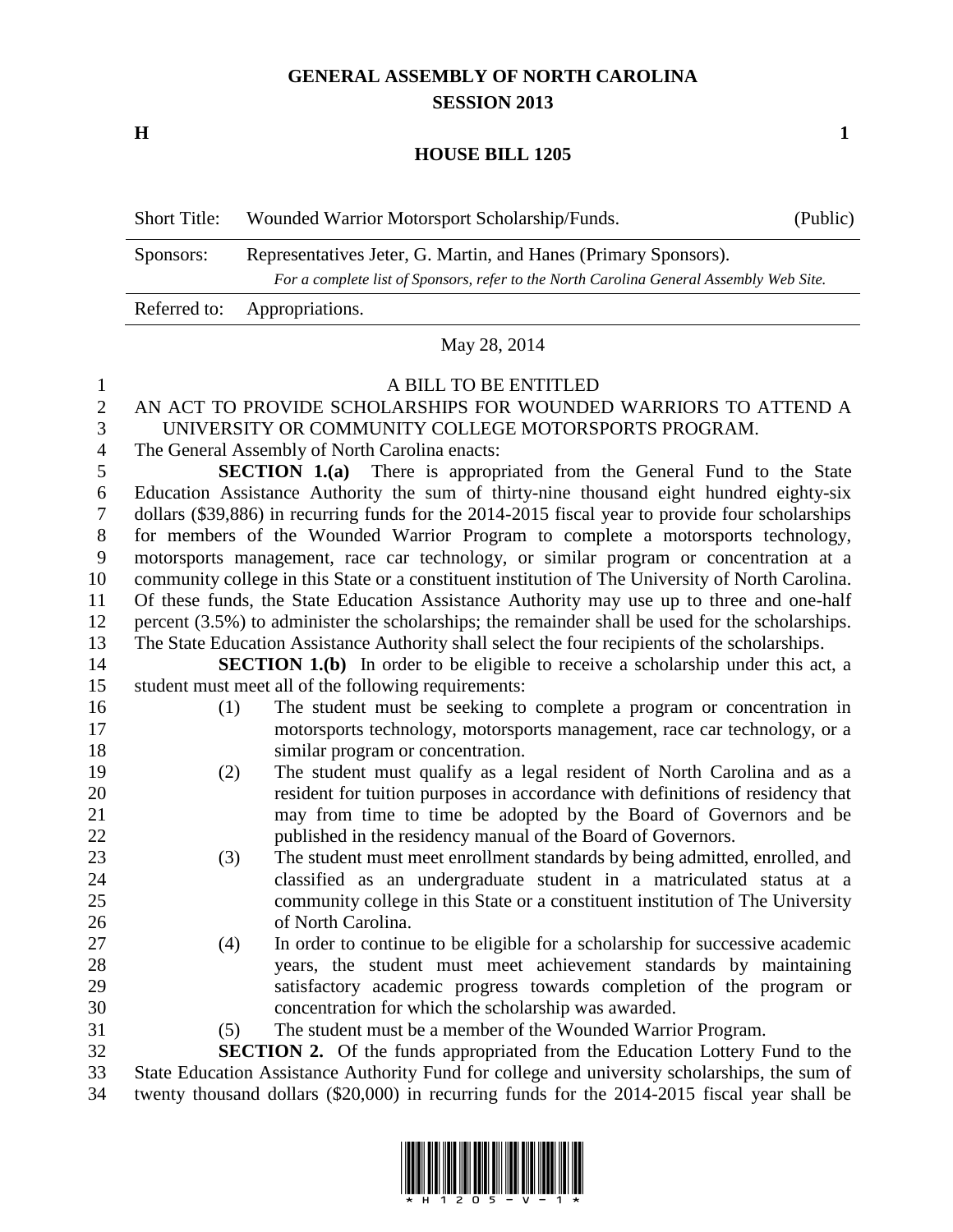# GENERAL ASSEMBLY OF NORTH CAROLINA
## SESSION 2013

**H** **1**

## HOUSE BILL 1205

| Short Title: | Wounded Warrior Motorsport Scholarship/Funds. | (Public) |
|---|---|---|
| Sponsors: | Representatives Jeter, G. Martin, and Hanes (Primary Sponsors). *For a complete list of Sponsors, refer to the North Carolina General Assembly Web Site.* | |
| Referred to: | Appropriations. | |

May 28, 2014

A BILL TO BE ENTITLED

AN ACT TO PROVIDE SCHOLARSHIPS FOR WOUNDED WARRIORS TO ATTEND A UNIVERSITY OR COMMUNITY COLLEGE MOTORSPORTS PROGRAM.

The General Assembly of North Carolina enacts:

**SECTION 1.(a)** There is appropriated from the General Fund to the State Education Assistance Authority the sum of thirty-nine thousand eight hundred eighty-six dollars ($39,886) in recurring funds for the 2014-2015 fiscal year to provide four scholarships for members of the Wounded Warrior Program to complete a motorsports technology, motorsports management, race car technology, or similar program or concentration at a community college in this State or a constituent institution of The University of North Carolina. Of these funds, the State Education Assistance Authority may use up to three and one-half percent (3.5%) to administer the scholarships; the remainder shall be used for the scholarships. The State Education Assistance Authority shall select the four recipients of the scholarships.

**SECTION 1.(b)** In order to be eligible to receive a scholarship under this act, a student must meet all of the following requirements:

(1) The student must be seeking to complete a program or concentration in motorsports technology, motorsports management, race car technology, or a similar program or concentration.

(2) The student must qualify as a legal resident of North Carolina and as a resident for tuition purposes in accordance with definitions of residency that may from time to time be adopted by the Board of Governors and be published in the residency manual of the Board of Governors.

(3) The student must meet enrollment standards by being admitted, enrolled, and classified as an undergraduate student in a matriculated status at a community college in this State or a constituent institution of The University of North Carolina.

(4) In order to continue to be eligible for a scholarship for successive academic years, the student must meet achievement standards by maintaining satisfactory academic progress towards completion of the program or concentration for which the scholarship was awarded.

(5) The student must be a member of the Wounded Warrior Program.

**SECTION 2.** Of the funds appropriated from the Education Lottery Fund to the State Education Assistance Authority Fund for college and university scholarships, the sum of twenty thousand dollars ($20,000) in recurring funds for the 2014-2015 fiscal year shall be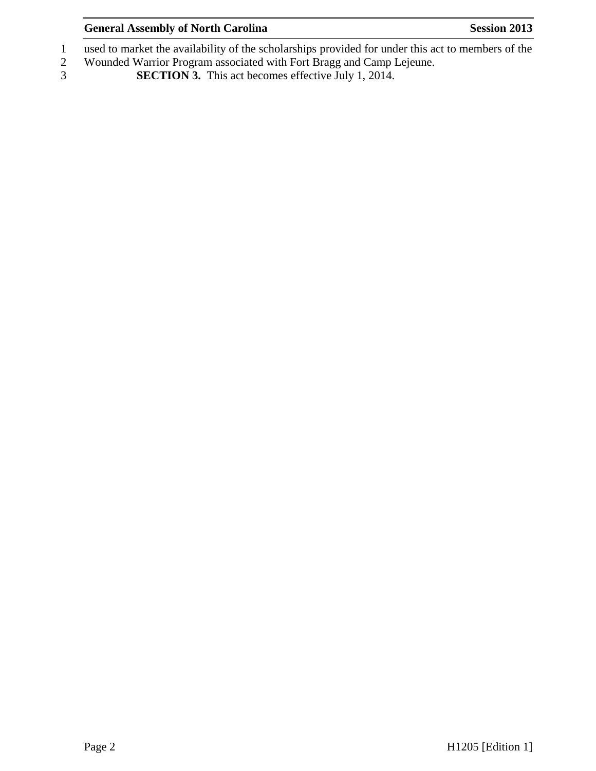used to market the availability of the scholarships provided for under this act to members of the Wounded Warrior Program associated with Fort Bragg and Camp Lejeune.

**SECTION 3.** This act becomes effective July 1, 2014.